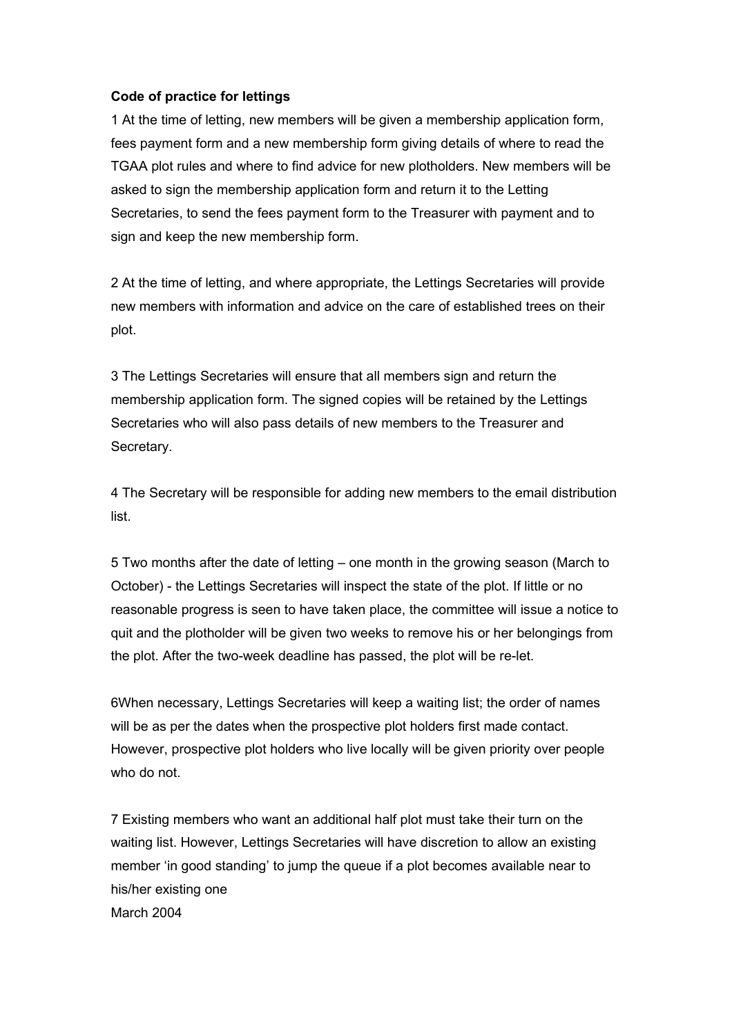**Code of practice for lettings**

1 At the time of letting, new members will be given a membership application form, fees payment form and a new membership form giving details of where to read the TGAA plot rules and where to find advice for new plotholders. New members will be asked to sign the membership application form and return it to the Letting Secretaries, to send the fees payment form to the Treasurer with payment and to sign and keep the new membership form.

2 At the time of letting, and where appropriate, the Lettings Secretaries will provide new members with information and advice on the care of established trees on their plot.

3 The Lettings Secretaries will ensure that all members sign and return the membership application form. The signed copies will be retained by the Lettings Secretaries who will also pass details of new members to the Treasurer and Secretary.

4 The Secretary will be responsible for adding new members to the email distribution list.

5 Two months after the date of letting – one month in the growing season (March to October) - the Lettings Secretaries will inspect the state of the plot. If little or no reasonable progress is seen to have taken place, the committee will issue a notice to quit and the plotholder will be given two weeks to remove his or her belongings from the plot. After the two-week deadline has passed, the plot will be re-let.

6When necessary, Lettings Secretaries will keep a waiting list; the order of names will be as per the dates when the prospective plot holders first made contact. However, prospective plot holders who live locally will be given priority over people who do not.

7 Existing members who want an additional half plot must take their turn on the waiting list. However, Lettings Secretaries will have discretion to allow an existing member 'in good standing' to jump the queue if a plot becomes available near to his/her existing one

March 2004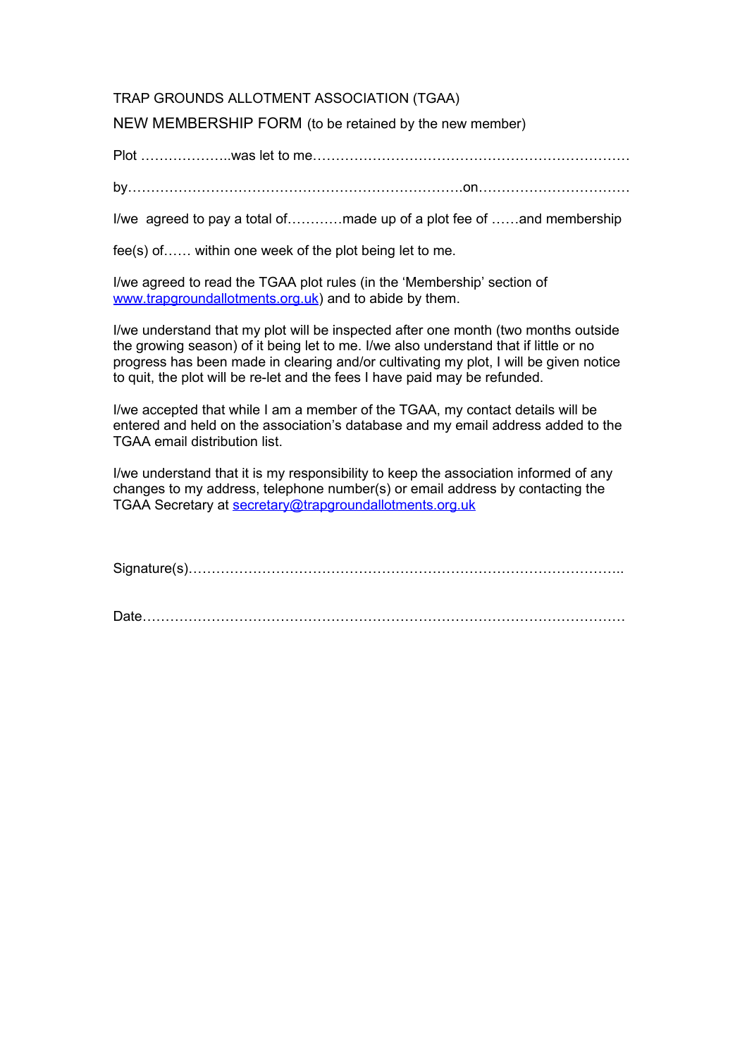TRAP GROUNDS ALLOTMENT ASSOCIATION (TGAA)

NEW MEMBERSHIP FORM (to be retained by the new member)

Plot ………………..was let to me……………………………………………………………

by……………………………………………………………….on……………………………

I/we agreed to pay a total of………..made up of a plot fee of ……and membership

fee(s) of…… within one week of the plot being let to me.

I/we agreed to read the TGAA plot rules (in the 'Membership' section of www.trapgroundallotments.org.uk) and to abide by them.

I/we understand that my plot will be inspected after one month (two months outside the growing season) of it being let to me. I/we also understand that if little or no progress has been made in clearing and/or cultivating my plot, I will be given notice to quit, the plot will be re-let and the fees I have paid may be refunded.

I/we accepted that while I am a member of the TGAA, my contact details will be entered and held on the association's database and my email address added to the TGAA email distribution list.

I/we understand that it is my responsibility to keep the association informed of any changes to my address, telephone number(s) or email address by contacting the TGAA Secretary at secretary@trapgroundallotments.org.uk

Signature(s)……………………………………………………………………………..

Date………………………………………………………………………………………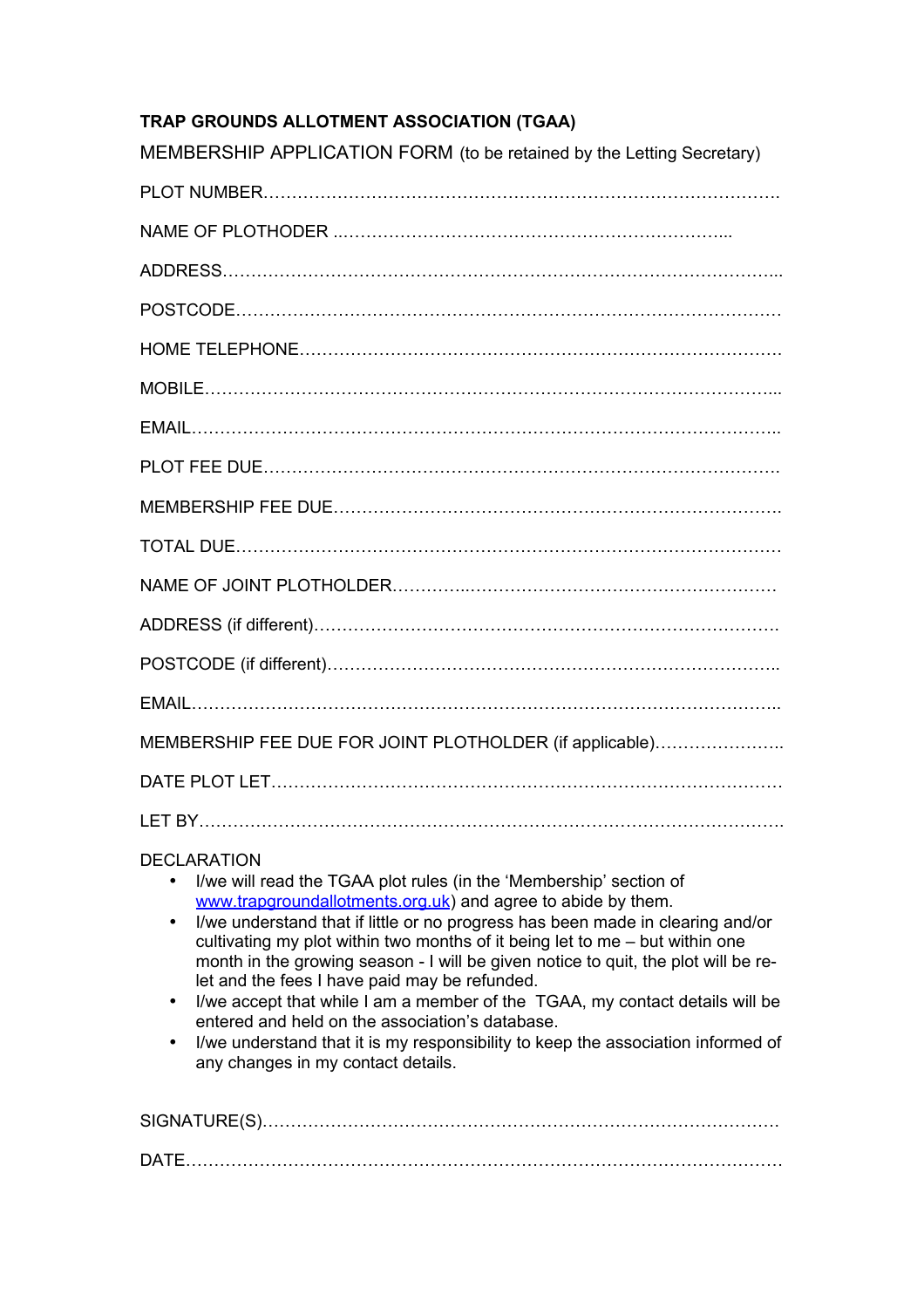**TRAP GROUNDS ALLOTMENT ASSOCIATION (TGAA)**

MEMBERSHIP APPLICATION FORM (to be retained by the Letting Secretary)

PLOT NUMBER……………………………………………………………………………….

NAME OF PLOTHODER ..…………………………………………………………...

ADDRESS…………………………………………………………………………………...

POSTCODE…………………………………………………………………………………

HOME TELEPHONE……………………………………………………………………….

MOBILE……………………………………………………………………………………...

EMAIL………………………………………………………………………………………..

PLOT FEE DUE…………………………………………………………………………….

MEMBERSHIP FEE DUE………………………………………………………………….

TOTAL DUE…………………………………………………………………………………

NAME OF JOINT PLOTHOLDER…………..………………………………………………

ADDRESS (if different)…………………………………………………………………….

POSTCODE (if different)…………………………………………………………………..

EMAIL………………………………………………………………………………………..

MEMBERSHIP FEE DUE FOR JOINT PLOTHOLDER (if applicable)…………………..

DATE PLOT LET……………………………………………………………………………

LET BY……………………………………………………………………………………….

DECLARATION

- I/we will read the TGAA plot rules (in the 'Membership' section of www.trapgroundallotments.org.uk) and agree to abide by them.
- I/we understand that if little or no progress has been made in clearing and/or cultivating my plot within two months of it being let to me – but within one month in the growing season - I will be given notice to quit, the plot will be re-let and the fees I have paid may be refunded.
- I/we accept that while I am a member of the TGAA, my contact details will be entered and held on the association's database.
- I/we understand that it is my responsibility to keep the association informed of any changes in my contact details.

SIGNATURE(S)……………………………………………………………………………….

DATE…………………………………………………………………………………………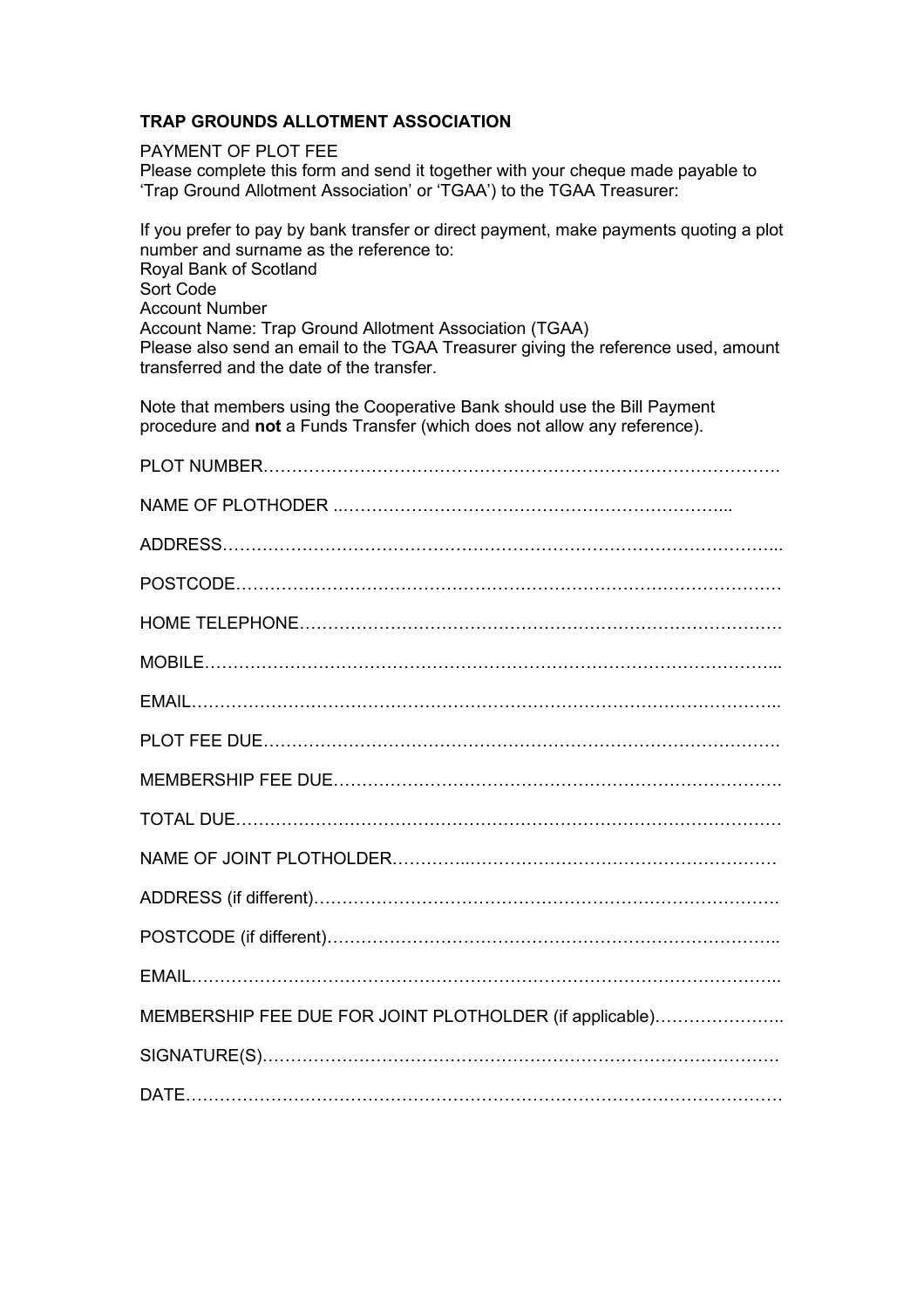**TRAP GROUNDS ALLOTMENT ASSOCIATION**

PAYMENT OF PLOT FEE
Please complete this form and send it together with your cheque made payable to 'Trap Ground Allotment Association' or 'TGAA') to the TGAA Treasurer:

If you prefer to pay by bank transfer or direct payment, make payments quoting a plot number and surname as the reference to:
Royal Bank of Scotland
Sort Code
Account Number
Account Name: Trap Ground Allotment Association (TGAA)
Please also send an email to the TGAA Treasurer giving the reference used, amount transferred and the date of the transfer.

Note that members using the Cooperative Bank should use the Bill Payment procedure and **not** a Funds Transfer (which does not allow any reference).

PLOT NUMBER…………………………………………………………………………….

NAME OF PLOTHODER ..………………………………………………………...

ADDRESS……………………………………………………………………………………..

POSTCODE…………………………………………………………………………………

HOME TELEPHONE……………………………………………………………………….

MOBILE…………………………………………………………………………………...

EMAIL………………………………………………………………………………………..

PLOT FEE DUE…………………………………………………………………………….

MEMBERSHIP FEE DUE………………………………………………………………….

TOTAL DUE…………………………………………………………………………………

NAME OF JOINT PLOTHOLDER………………………………………………………

ADDRESS (if different)…………………………………………………………………….

POSTCODE (if different)…………………………………………………………………..

EMAIL………………………………………………………………………………………..

MEMBERSHIP FEE DUE FOR JOINT PLOTHOLDER (if applicable)…………………..

SIGNATURE(S)……………………………………………………………………………

DATE…………………………………………………………………………………………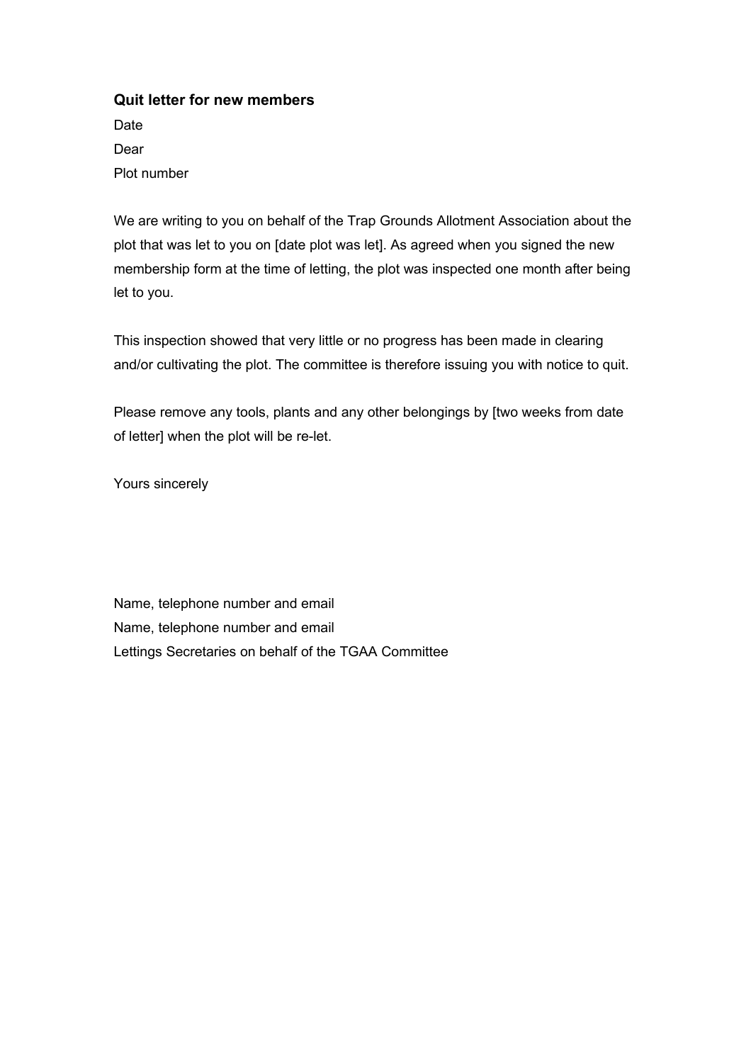### Quit letter for new members

Date

Dear

Plot number

We are writing to you on behalf of the Trap Grounds Allotment Association about the plot that was let to you on [date plot was let]. As agreed when you signed the new membership form at the time of letting, the plot was inspected one month after being let to you.

This inspection showed that very little or no progress has been made in clearing and/or cultivating the plot. The committee is therefore issuing you with notice to quit.

Please remove any tools, plants and any other belongings by [two weeks from date of letter] when the plot will be re-let.

Yours sincerely

Name, telephone number and email

Name, telephone number and email

Lettings Secretaries on behalf of the TGAA Committee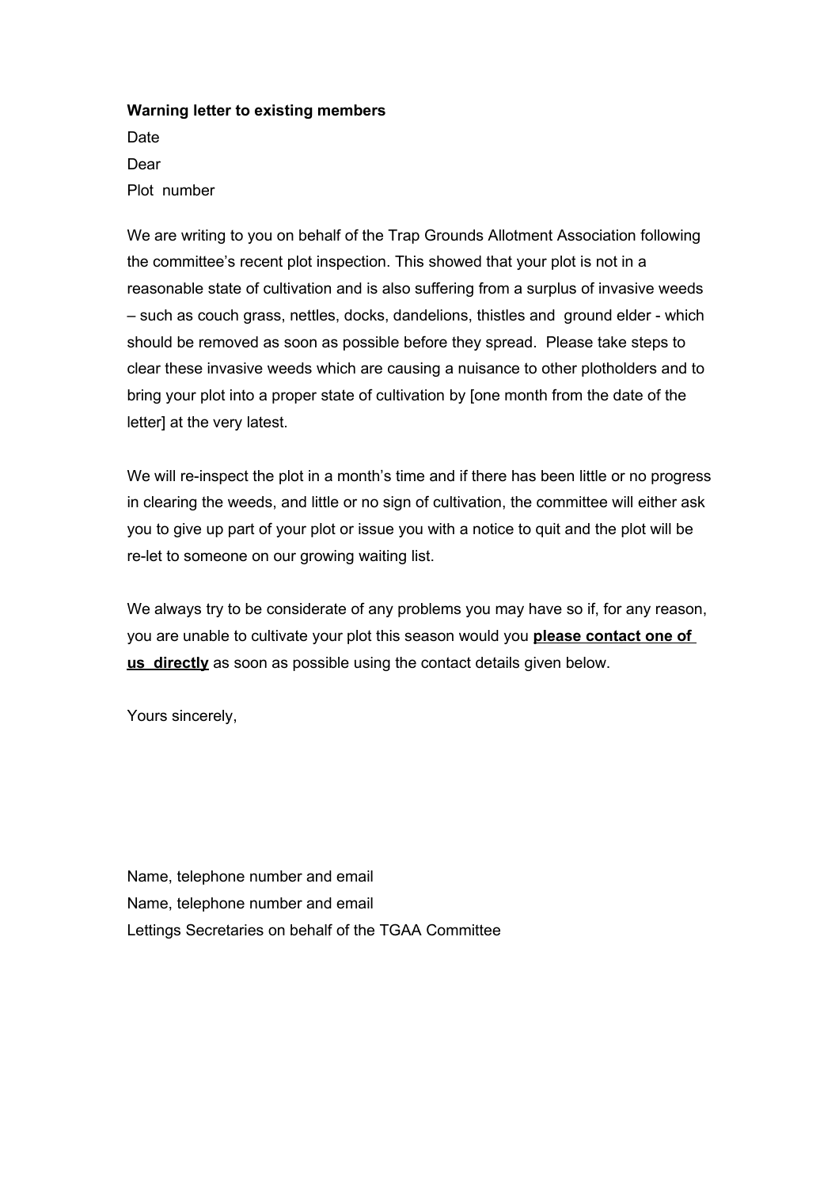**Warning letter to existing members**

Date

Dear

Plot number

We are writing to you on behalf of the Trap Grounds Allotment Association following the committee's recent plot inspection. This showed that your plot is not in a reasonable state of cultivation and is also suffering from a surplus of invasive weeds – such as couch grass, nettles, docks, dandelions, thistles and ground elder - which should be removed as soon as possible before they spread. Please take steps to clear these invasive weeds which are causing a nuisance to other plotholders and to bring your plot into a proper state of cultivation by [one month from the date of the letter] at the very latest.

We will re-inspect the plot in a month's time and if there has been little or no progress in clearing the weeds, and little or no sign of cultivation, the committee will either ask you to give up part of your plot or issue you with a notice to quit and the plot will be re-let to someone on our growing waiting list.

We always try to be considerate of any problems you may have so if, for any reason, you are unable to cultivate your plot this season would you **please contact one of us directly** as soon as possible using the contact details given below.

Yours sincerely,

Name, telephone number and email

Name, telephone number and email

Lettings Secretaries on behalf of the TGAA Committee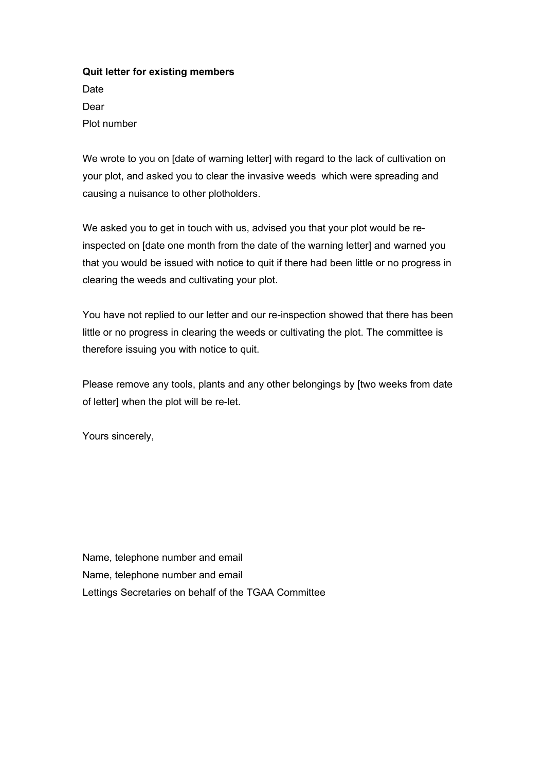**Quit letter for existing members**

Date

Dear

Plot number

We wrote to you on [date of warning letter] with regard to the lack of cultivation on your plot, and asked you to clear the invasive weeds which were spreading and causing a nuisance to other plotholders.

We asked you to get in touch with us, advised you that your plot would be re-inspected on [date one month from the date of the warning letter] and warned you that you would be issued with notice to quit if there had been little or no progress in clearing the weeds and cultivating your plot.

You have not replied to our letter and our re-inspection showed that there has been little or no progress in clearing the weeds or cultivating the plot. The committee is therefore issuing you with notice to quit.

Please remove any tools, plants and any other belongings by [two weeks from date of letter] when the plot will be re-let.

Yours sincerely,

Name, telephone number and email

Name, telephone number and email

Lettings Secretaries on behalf of the TGAA Committee